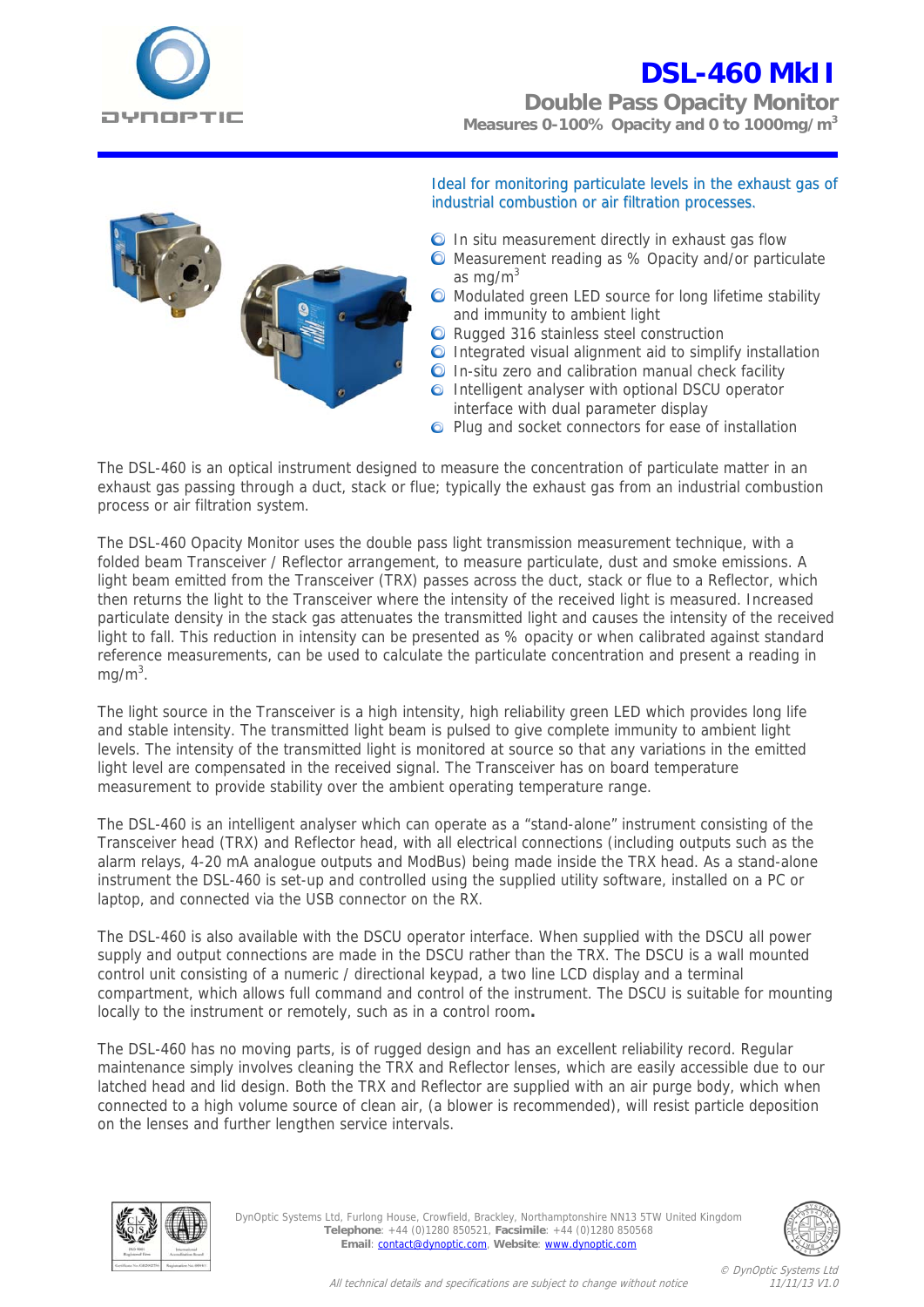# DSL-460 MkII

## Double Pass Opacity Monitor

**Measures 0-100% Opacity and 0 to 1000mg/m$^3$**

Ideal for monitoring particulate levels in the exhaust gas of industrial combustion or air filtration processes.

- In situ measurement directly in exhaust gas flow
- Measurement reading as % Opacity and/or particulate as mg/m$^3$
- Modulated green LED source for long lifetime stability and immunity to ambient light
- Rugged 316 stainless steel construction
- Integrated visual alignment aid to simplify installation
- In-situ zero and calibration manual check facility
- Intelligent analyser with optional DSCU operator interface with dual parameter display
- Plug and socket connectors for ease of installation

The DSL-460 is an optical instrument designed to measure the concentration of particulate matter in an exhaust gas passing through a duct, stack or flue; typically the exhaust gas from an industrial combustion process or air filtration system.

The DSL-460 Opacity Monitor uses the double pass light transmission measurement technique, with a folded beam Transceiver / Reflector arrangement, to measure particulate, dust and smoke emissions. A light beam emitted from the Transceiver (TRX) passes across the duct, stack or flue to a Reflector, which then returns the light to the Transceiver where the intensity of the received light is measured. Increased particulate density in the stack gas attenuates the transmitted light and causes the intensity of the received light to fall. This reduction in intensity can be presented as % opacity or when calibrated against standard reference measurements, can be used to calculate the particulate concentration and present a reading in mg/m$^3$.

The light source in the Transceiver is a high intensity, high reliability green LED which provides long life and stable intensity. The transmitted light beam is pulsed to give complete immunity to ambient light levels. The intensity of the transmitted light is monitored at source so that any variations in the emitted light level are compensated in the received signal. The Transceiver has on board temperature measurement to provide stability over the ambient operating temperature range.

The DSL-460 is an intelligent analyser which can operate as a "stand-alone" instrument consisting of the Transceiver head (TRX) and Reflector head, with all electrical connections (including outputs such as the alarm relays, 4-20 mA analogue outputs and ModBus) being made inside the TRX head. As a stand-alone instrument the DSL-460 is set-up and controlled using the supplied utility software, installed on a PC or laptop, and connected via the USB connector on the RX.

The DSL-460 is also available with the DSCU operator interface. When supplied with the DSCU all power supply and output connections are made in the DSCU rather than the TRX. The DSCU is a wall mounted control unit consisting of a numeric / directional keypad, a two line LCD display and a terminal compartment, which allows full command and control of the instrument. The DSCU is suitable for mounting locally to the instrument or remotely, such as in a control room.

The DSL-460 has no moving parts, is of rugged design and has an excellent reliability record. Regular maintenance simply involves cleaning the TRX and Reflector lenses, which are easily accessible due to our latched head and lid design. Both the TRX and Reflector are supplied with an air purge body, which when connected to a high volume source of clean air, (a blower is recommended), will resist particle deposition on the lenses and further lengthen service intervals.

DynOptic Systems Ltd, Furlong House, Crowfield, Brackley, Northamptonshire NN13 5TW United Kingdom
**Telephone**: +44 (0)1280 850521, **Facsimile**: +44 (0)1280 850568
**Email**: contact@dynoptic.com, **Website**: www.dynoptic.com

*All technical details and specifications are subject to change without notice*

*© DynOptic Systems Ltd 11/11/13 V1.0*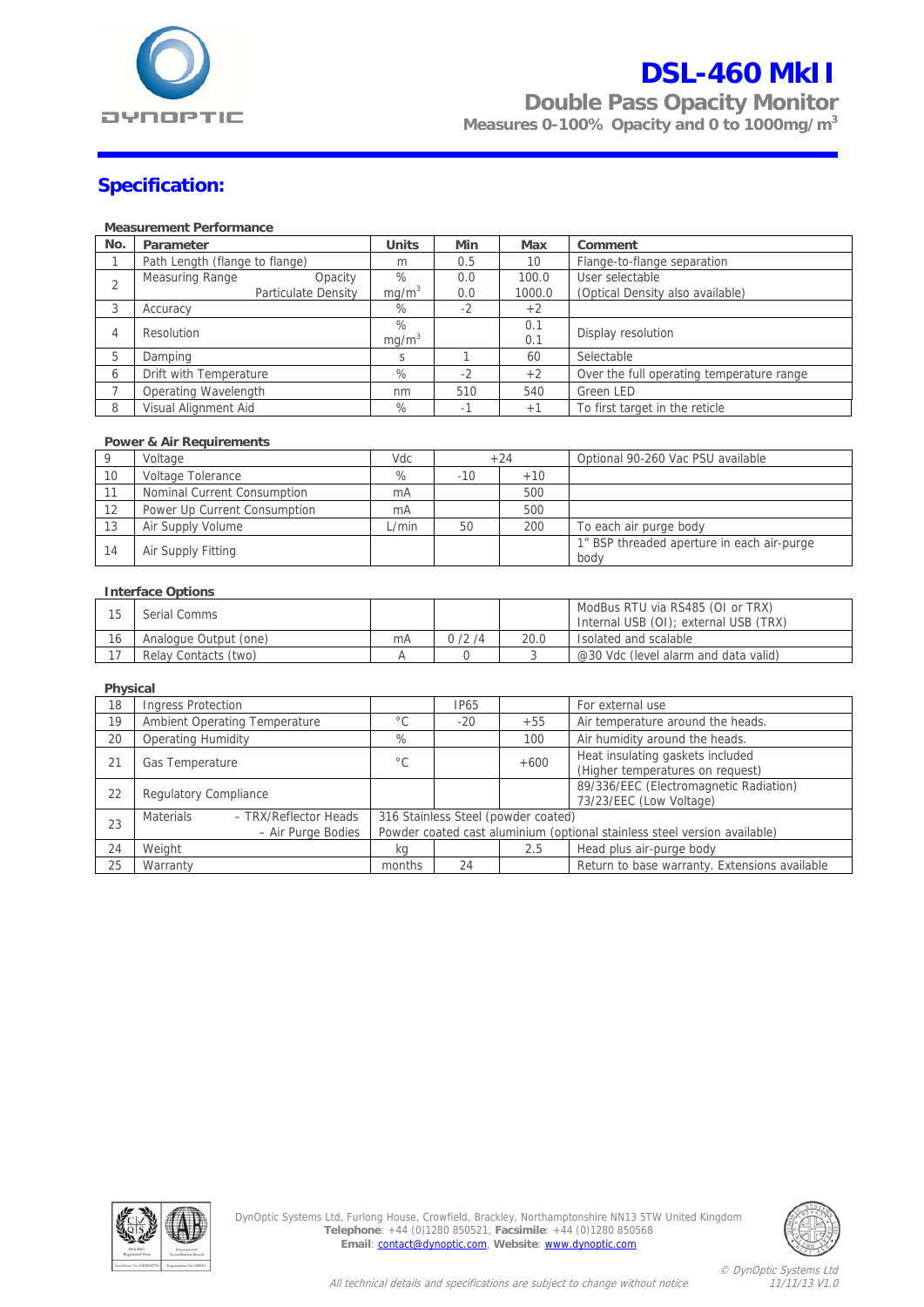# DSL-460 MkII

## Double Pass Opacity Monitor

**Measures 0-100% Opacity and 0 to 1000mg/m$^3$**

## Specification:

**Measurement Performance**

| No. | Parameter | Units | Min | Max | Comment |
|---|---|---|---|---|---|
| 1 | Path Length (flange to flange) | m | 0.5 | 10 | Flange-to-flange separation |
| 2 | Measuring Range Opacity<br>Particulate Density | %<br>mg/m$^3$ | 0.0<br>0.0 | 100.0<br>1000.0 | User selectable<br>(Optical Density also available) |
| 3 | Accuracy | % | -2 | +2 | |
| 4 | Resolution | %<br>mg/m$^3$ | | 0.1<br>0.1 | Display resolution |
| 5 | Damping | s | 1 | 60 | Selectable |
| 6 | Drift with Temperature | % | -2 | +2 | Over the full operating temperature range |
| 7 | Operating Wavelength | nm | 510 | 540 | Green LED |
| 8 | Visual Alignment Aid | % | -1 | +1 | To first target in the reticle |

**Power & Air Requirements**

| No. | Parameter | Units | Min | Max | Comment |
|---|---|---|---|---|---|
| 9 | Voltage | Vdc | +24 | | Optional 90-260 Vac PSU available |
| 10 | Voltage Tolerance | % | -10 | +10 | |
| 11 | Nominal Current Consumption | mA | | 500 | |
| 12 | Power Up Current Consumption | mA | | 500 | |
| 13 | Air Supply Volume | L/min | 50 | 200 | To each air purge body |
| 14 | Air Supply Fitting | | | | 1" BSP threaded aperture in each air-purge body |

**Interface Options**

| No. | Parameter | Units | Min | Max | Comment |
|---|---|---|---|---|---|
| 15 | Serial Comms | | | | ModBus RTU via RS485 (OI or TRX)<br>Internal USB (OI); external USB (TRX) |
| 16 | Analogue Output (one) | mA | 0 /2 /4 | 20.0 | Isolated and scalable |
| 17 | Relay Contacts (two) | A | 0 | 3 | @30 Vdc (level alarm and data valid) |

**Physical**

| No. | Parameter | Units | Min | Max | Comment |
|---|---|---|---|---|---|
| 18 | Ingress Protection | | IP65 | | For external use |
| 19 | Ambient Operating Temperature | °C | -20 | +55 | Air temperature around the heads. |
| 20 | Operating Humidity | % | | 100 | Air humidity around the heads. |
| 21 | Gas Temperature | °C | | +600 | Heat insulating gaskets included<br>(Higher temperatures on request) |
| 22 | Regulatory Compliance | | | | 89/336/EEC (Electromagnetic Radiation)<br>73/23/EEC (Low Voltage) |
| 23 | Materials – TRX/Reflector Heads<br>– Air Purge Bodies | 316 Stainless Steel (powder coated)<br>Powder coated cast aluminium (optional stainless steel version available) | | | |
| 24 | Weight | kg | | 2.5 | Head plus air-purge body |
| 25 | Warranty | months | 24 | | Return to base warranty. Extensions available |

DynOptic Systems Ltd, Furlong House, Crowfield, Brackley, Northamptonshire NN13 5TW United Kingdom
**Telephone**: +44 (0)1280 850521, **Facsimile**: +44 (0)1280 850568
**Email**: contact@dynoptic.com, **Website**: www.dynoptic.com

*All technical details and specifications are subject to change without notice*

*© DynOptic Systems Ltd 11/11/13 V1.0*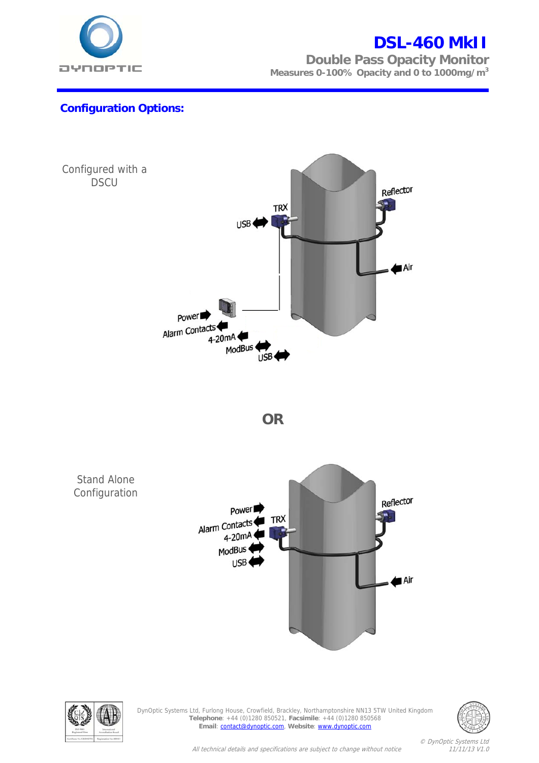# DSL-460 MkII

## Double Pass Opacity Monitor

**Measures 0-100% Opacity and 0 to 1000mg/m$^3$**

## Configuration Options:

Configured with a DSCU

Power
Alarm Contacts
4-20mA
ModBus
USB
TRX
USB
Reflector
Air

**OR**

Stand Alone Configuration

Power
Alarm Contacts
4-20mA
ModBus
USB
TRX
Reflector
Air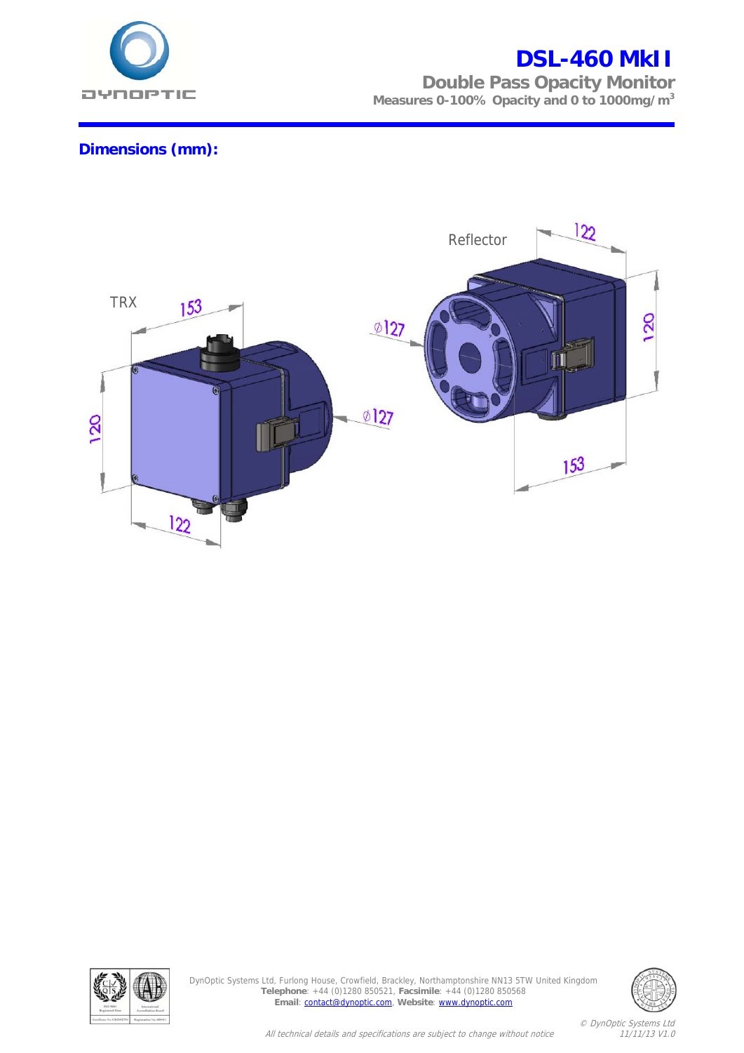# DSL-460 MkII

## Double Pass Opacity Monitor

**Measures 0-100% Opacity and 0 to 1000mg/m³**

## Dimensions (mm):

TRX

153

120

122

⌀127

Reflector

122

120

⌀127

153

DynOptic Systems Ltd, Furlong House, Crowfield, Brackley, Northamptonshire NN13 5TW United Kingdom
**Telephone**: +44 (0)1280 850521, **Facsimile**: +44 (0)1280 850568
**Email**: contact@dynoptic.com, **Website**: www.dynoptic.com

*© DynOptic Systems Ltd*
*11/11/13 V1.0*

*All technical details and specifications are subject to change without notice*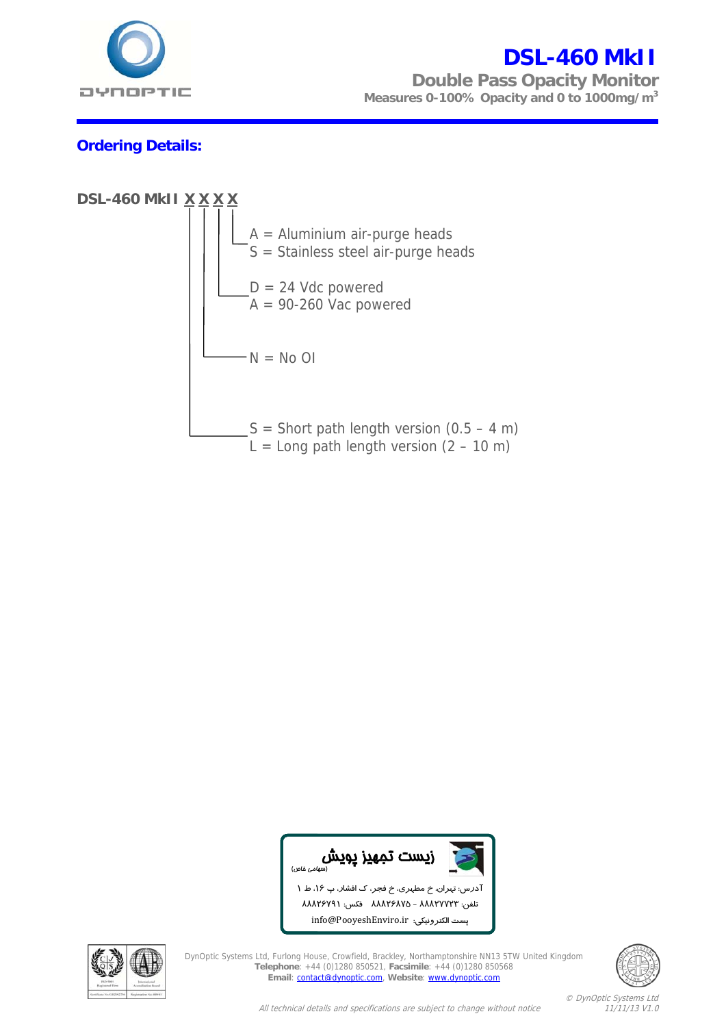# DSL-460 MkII

## Double Pass Opacity Monitor

**Measures 0-100% Opacity and 0 to 1000mg/m$^3$**

## Ordering Details:

**DSL-460 MkII X X X X**

- A = Aluminium air-purge heads
- S = Stainless steel air-purge heads

- D = 24 Vdc powered
- A = 90-260 Vac powered

- N = No OI

- S = Short path length version (0.5 – 4 m)
- L = Long path length version (2 – 10 m)

زیست تجهیز پویش (سهامی خاص)

آدرس: تهران، خ مطهری، خ فجر، ک افشار، پ ۱۶، ط ۱

تلفن: ۸۸۸۲۷۷۲۳ – ۸۸۸۲۶۸۷۵ فکس: ۸۸۸۲۶۷۹۱

پست الکترونیکی: info@PooyeshEnviro.ir

DynOptic Systems Ltd, Furlong House, Crowfield, Brackley, Northamptonshire NN13 5TW United Kingdom
**Telephone**: +44 (0)1280 850521, **Facsimile**: +44 (0)1280 850568
**Email**: contact@dynoptic.com, **Website**: www.dynoptic.com

*All technical details and specifications are subject to change without notice*

*© DynOptic Systems Ltd 11/11/13 V1.0*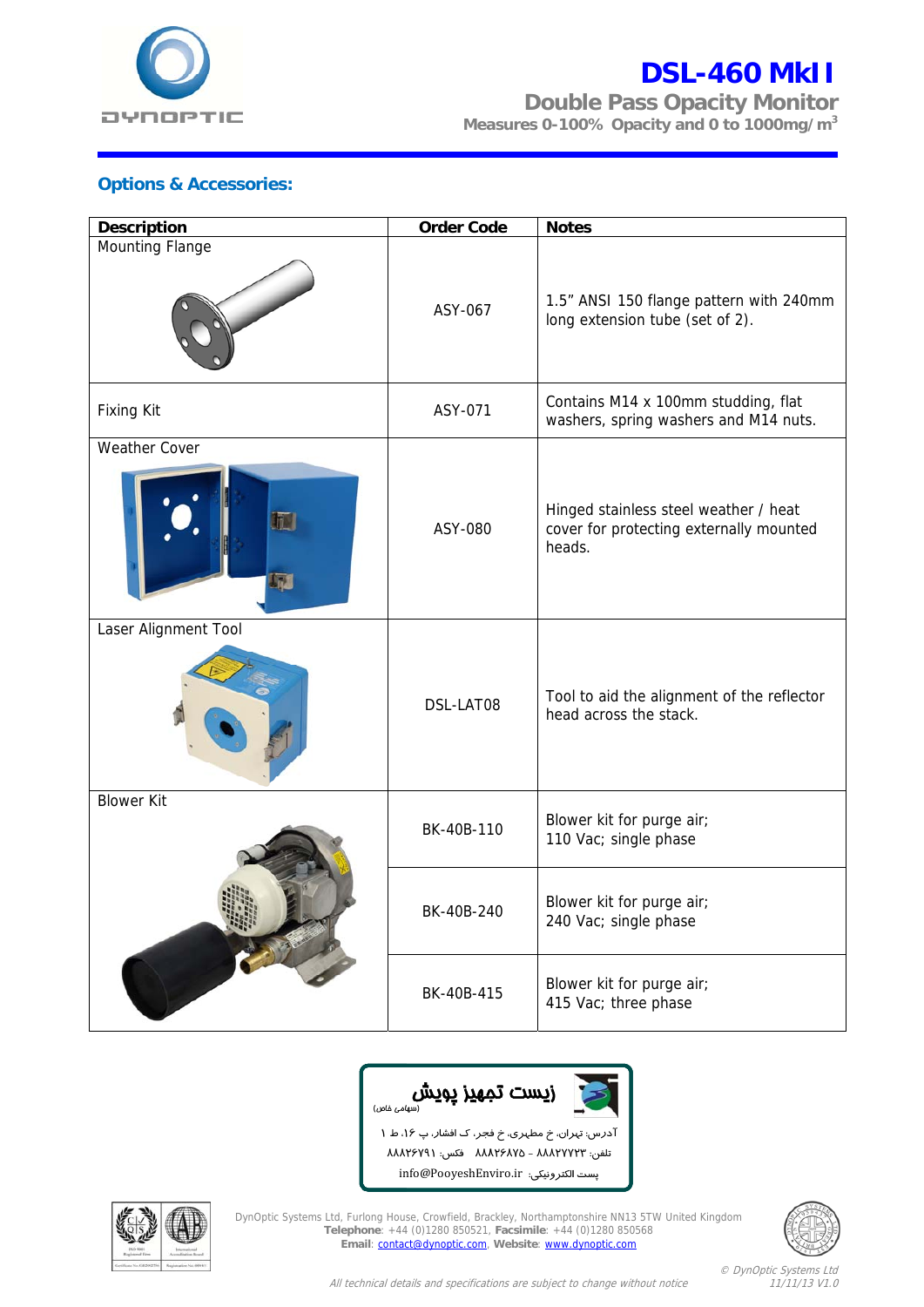# DSL-460 MkII

## Double Pass Opacity Monitor

**Measures 0-100% Opacity and 0 to 1000mg/m$^3$**

### Options & Accessories:

| Description | Order Code | Notes |
|---|---|---|
| Mounting Flange | ASY-067 | 1.5" ANSI 150 flange pattern with 240mm long extension tube (set of 2). |
| Fixing Kit | ASY-071 | Contains M14 x 100mm studding, flat washers, spring washers and M14 nuts. |
| Weather Cover | ASY-080 | Hinged stainless steel weather / heat cover for protecting externally mounted heads. |
| Laser Alignment Tool | DSL-LAT08 | Tool to aid the alignment of the reflector head across the stack. |
| Blower Kit | BK-40B-110 | Blower kit for purge air; 110 Vac; single phase |
| | BK-40B-240 | Blower kit for purge air; 240 Vac; single phase |
| | BK-40B-415 | Blower kit for purge air; 415 Vac; three phase |

زیست تجهیز پویش (سهامی خاص)

آدرس: تهران، خ مطهری، خ فجر، ک افشار، پ ۱۶، ط ۱

تلفن: ۸۸۸۲۷۷۲۳ – ۸۸۸۲۶۸۷۵ فکس: ۸۸۸۲۶۷۹۱

پست الکترونیکی: info@PooyeshEnviro.ir

DynOptic Systems Ltd, Furlong House, Crowfield, Brackley, Northamptonshire NN13 5TW United Kingdom
**Telephone**: +44 (0)1280 850521, **Facsimile**: +44 (0)1280 850568
**Email**: contact@dynoptic.com, **Website**: www.dynoptic.com

*All technical details and specifications are subject to change without notice*

*© DynOptic Systems Ltd*
*11/11/13 V1.0*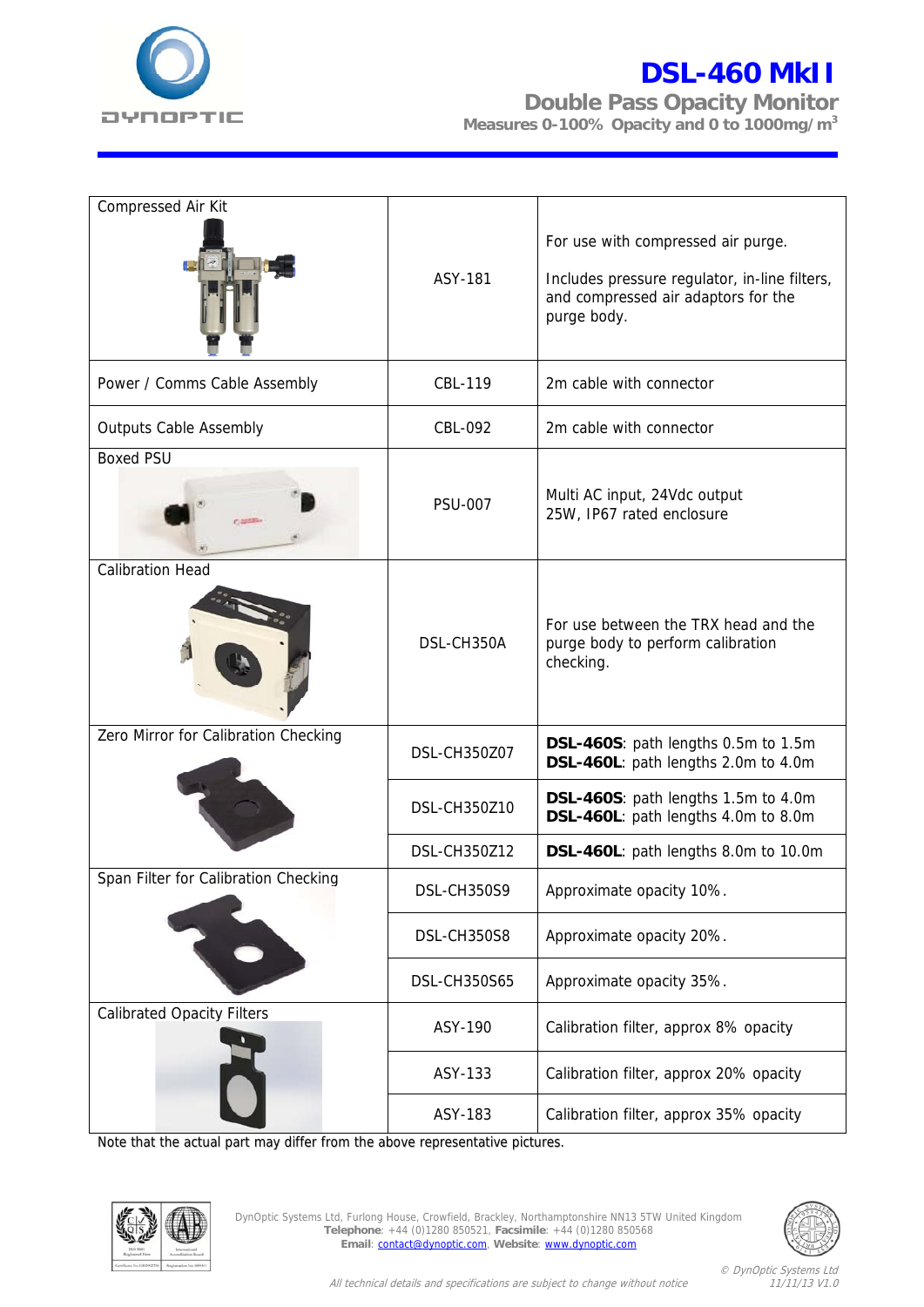# DSL-460 MkII

## Double Pass Opacity Monitor

**Measures 0-100% Opacity and 0 to 1000mg/m$^3$**

| | | |
|---|---|---|
| Compressed Air Kit | ASY-181 | For use with compressed air purge.<br><br>Includes pressure regulator, in-line filters, and compressed air adaptors for the purge body. |
| Power / Comms Cable Assembly | CBL-119 | 2m cable with connector |
| Outputs Cable Assembly | CBL-092 | 2m cable with connector |
| Boxed PSU | PSU-007 | Multi AC input, 24Vdc output<br>25W, IP67 rated enclosure |
| Calibration Head | DSL-CH350A | For use between the TRX head and the purge body to perform calibration checking. |
| Zero Mirror for Calibration Checking | DSL-CH350Z07 | **DSL-460S**: path lengths 0.5m to 1.5m<br>**DSL-460L**: path lengths 2.0m to 4.0m |
| | DSL-CH350Z10 | **DSL-460S**: path lengths 1.5m to 4.0m<br>**DSL-460L**: path lengths 4.0m to 8.0m |
| | DSL-CH350Z12 | **DSL-460L**: path lengths 8.0m to 10.0m |
| Span Filter for Calibration Checking | DSL-CH350S9 | Approximate opacity 10%. |
| | DSL-CH350S8 | Approximate opacity 20%. |
| | DSL-CH350S65 | Approximate opacity 35%. |
| Calibrated Opacity Filters | ASY-190 | Calibration filter, approx 8% opacity |
| | ASY-133 | Calibration filter, approx 20% opacity |
| | ASY-183 | Calibration filter, approx 35% opacity |

Note that the actual part may differ from the above representative pictures.

DynOptic Systems Ltd, Furlong House, Crowfield, Brackley, Northamptonshire NN13 5TW United Kingdom
**Telephone**: +44 (0)1280 850521, **Facsimile**: +44 (0)1280 850568
**Email**: contact@dynoptic.com, **Website**: www.dynoptic.com

*All technical details and specifications are subject to change without notice*

*© DynOptic Systems Ltd*
*11/11/13 V1.0*